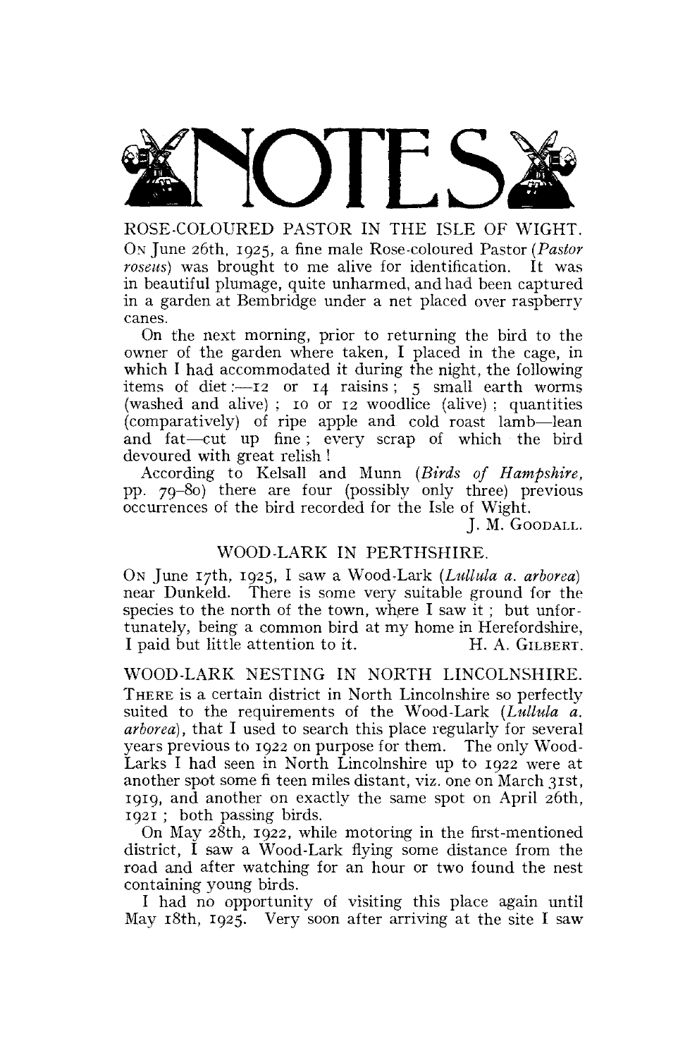# NOTES

## ROSE-COLOURED PASTOR IN THE ISLE OF WIGHT.

On June 26th, 1925, a fine male Rose-coloured Pastor (*Pastor roseus*) was brought to me alive for identification. It was in beautiful plumage, quite unharmed, and had been captured in a garden at Bembridge under a net placed over raspberry canes.

On the next morning, prior to returning the bird to the owner of the garden where taken, I placed in the cage, in which I had accommodated it during the night, the following items of diet:—12 or 14 raisins; 5 small earth worms (washed and alive); 10 or 12 woodlice (alive); quantities (comparatively) of ripe apple and cold roast lamb—lean and fat—cut up fine; every scrap of which the bird devoured with great relish!

According to Kelsall and Munn (*Birds of Hampshire*, pp. 79–80) there are four (possibly only three) previous occurrences of the bird recorded for the Isle of Wight.

J. M. Goodall.

## WOOD-LARK IN PERTHSHIRE.

On June 17th, 1925, I saw a Wood-Lark (*Lullula a. arborea*) near Dunkeld. There is some very suitable ground for the species to the north of the town, where I saw it; but unfortunately, being a common bird at my home in Herefordshire, I paid but little attention to it.

H. A. Gilbert.

## WOOD-LARK NESTING IN NORTH LINCOLNSHIRE.

There is a certain district in North Lincolnshire so perfectly suited to the requirements of the Wood-Lark (*Lullula a. arborea*), that I used to search this place regularly for several years previous to 1922 on purpose for them. The only Wood-Larks I had seen in North Lincolnshire up to 1922 were at another spot some fi teen miles distant, viz. one on March 31st, 1919, and another on exactly the same spot on April 26th, 1921; both passing birds.

On May 28th, 1922, while motoring in the first-mentioned district, I saw a Wood-Lark flying some distance from the road and after watching for an hour or two found the nest containing young birds.

I had no opportunity of visiting this place again until May 18th, 1925. Very soon after arriving at the site I saw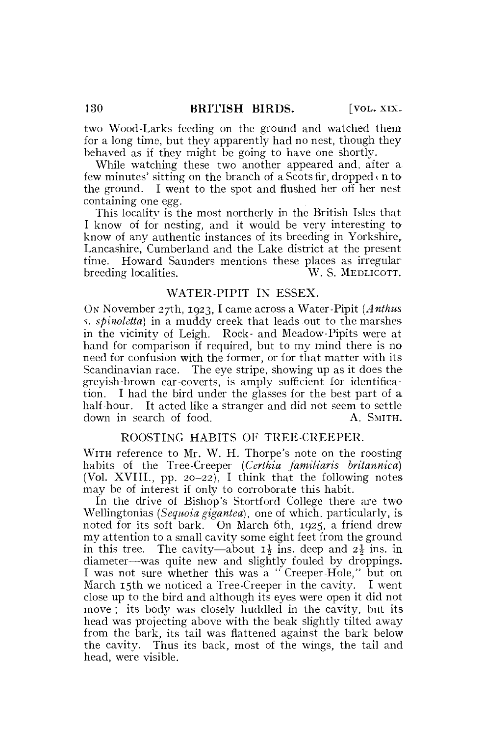two Wood-Larks feeding on the ground and watched them for a long time, but they apparently had no nest, though they behaved as if they might be going to have one shortly.

While watching these two another appeared and, after a few minutes' sitting on the branch of a Scots fir, dropped on to the ground. I went to the spot and flushed her off her nest containing one egg.

This locality is the most northerly in the British Isles that I know of for nesting, and it would be very interesting to know of any authentic instances of its breeding in Yorkshire, Lancashire, Cumberland and the Lake district at the present time. Howard Saunders mentions these places as irregular breeding localities.

W. S. MEDLICOTT.

## WATER-PIPIT IN ESSEX.

ON November 27th, 1923, I came across a Water-Pipit (*Anthus s. spinoletta*) in a muddy creek that leads out to the marshes in the vicinity of Leigh. Rock- and Meadow-Pipits were at hand for comparison if required, but to my mind there is no need for confusion with the former, or for that matter with its Scandinavian race. The eye stripe, showing up as it does the greyish-brown ear-coverts, is amply sufficient for identification. I had the bird under the glasses for the best part of a half-hour. It acted like a stranger and did not seem to settle down in search of food.

A. SMITH.

## ROOSTING HABITS OF TREE-CREEPER.

WITH reference to Mr. W. H. Thorpe's note on the roosting habits of the Tree-Creeper (*Certhia familiaris britannica*) (Vol. XVIII., pp. 20–22), I think that the following notes may be of interest if only to corroborate this habit.

In the drive of Bishop's Stortford College there are two Wellingtonias (*Sequoia gigantea*), one of which, particularly, is noted for its soft bark. On March 6th, 1925, a friend drew my attention to a small cavity some eight feet from the ground in this tree. The cavity—about 1½ ins. deep and 2½ ins. in diameter—was quite new and slightly fouled by droppings. I was not sure whether this was a "Creeper-Hole," but on March 15th we noticed a Tree-Creeper in the cavity. I went close up to the bird and although its eyes were open it did not move; its body was closely huddled in the cavity, but its head was projecting above with the beak slightly tilted away from the bark, its tail was flattened against the bark below the cavity. Thus its back, most of the wings, the tail and head, were visible.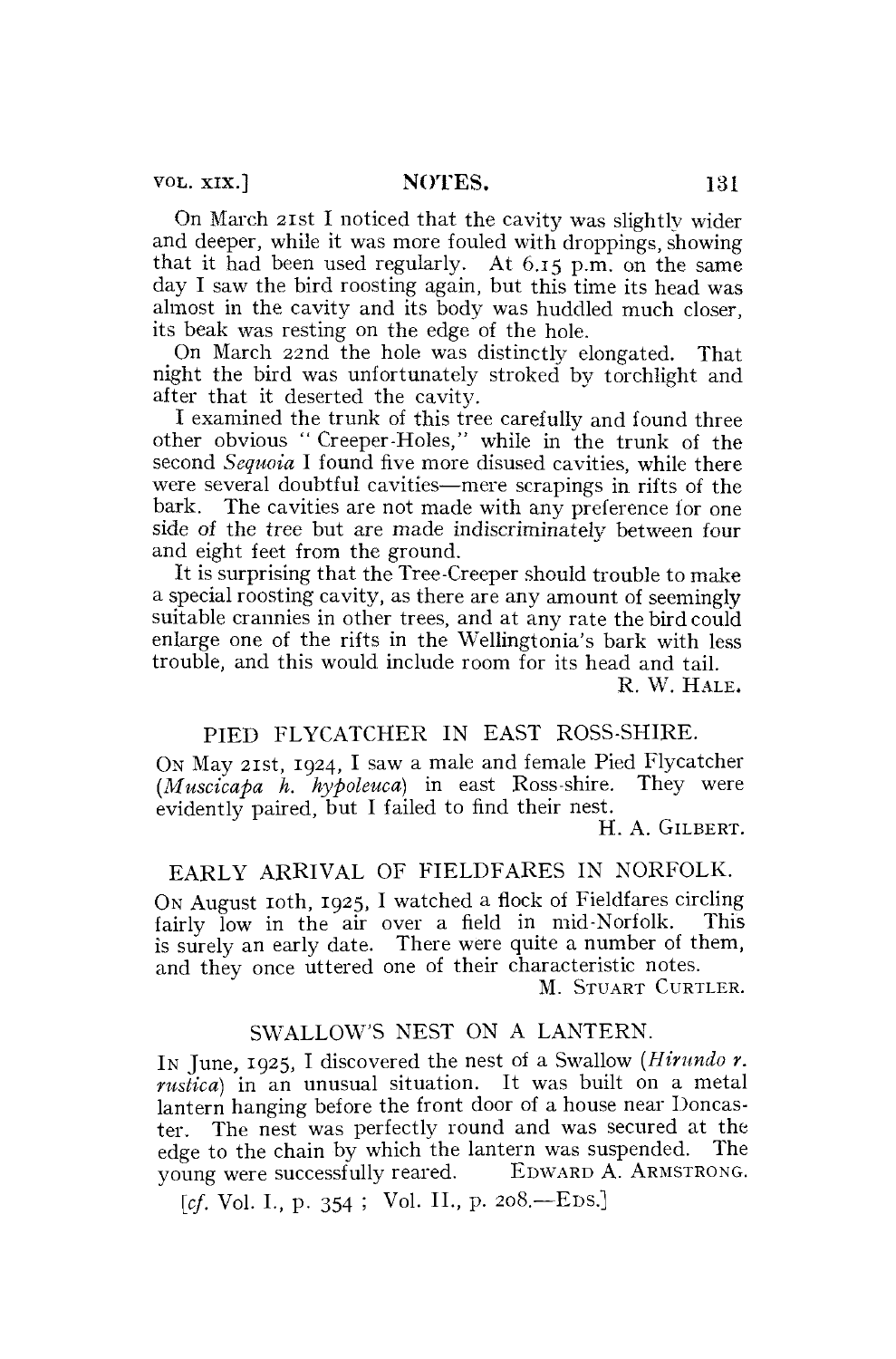On March 21st I noticed that the cavity was slightly wider and deeper, while it was more fouled with droppings, showing that it had been used regularly. At 6.15 p.m. on the same day I saw the bird roosting again, but this time its head was almost in the cavity and its body was huddled much closer, its beak was resting on the edge of the hole.

On March 22nd the hole was distinctly elongated. That night the bird was unfortunately stroked by torchlight and after that it deserted the cavity.

I examined the trunk of this tree carefully and found three other obvious "Creeper-Holes," while in the trunk of the second *Sequoia* I found five more disused cavities, while there were several doubtful cavities—mere scrapings in rifts of the bark. The cavities are not made with any preference for one side of the tree but are made indiscriminately between four and eight feet from the ground.

It is surprising that the Tree-Creeper should trouble to make a special roosting cavity, as there are any amount of seemingly suitable crannies in other trees, and at any rate the bird could enlarge one of the rifts in the Wellingtonia's bark with less trouble, and this would include room for its head and tail.

R. W. HALE.

## PIED FLYCATCHER IN EAST ROSS-SHIRE.

ON May 21st, 1924, I saw a male and female Pied Flycatcher (*Muscicapa h. hypoleuca*) in east Ross-shire. They were evidently paired, but I failed to find their nest.

H. A. GILBERT.

## EARLY ARRIVAL OF FIELDFARES IN NORFOLK.

ON August 10th, 1925, I watched a flock of Fieldfares circling fairly low in the air over a field in mid-Norfolk. This is surely an early date. There were quite a number of them, and they once uttered one of their characteristic notes.

M. STUART CURTLER.

## SWALLOW'S NEST ON A LANTERN.

IN June, 1925, I discovered the nest of a Swallow (*Hirundo r. rustica*) in an unusual situation. It was built on a metal lantern hanging before the front door of a house near Doncaster. The nest was perfectly round and was secured at the edge to the chain by which the lantern was suspended. The young were successfully reared.

EDWARD A. ARMSTRONG.

[*cf.* Vol. I., p. 354 ; Vol. II., p. 208.—EDS.]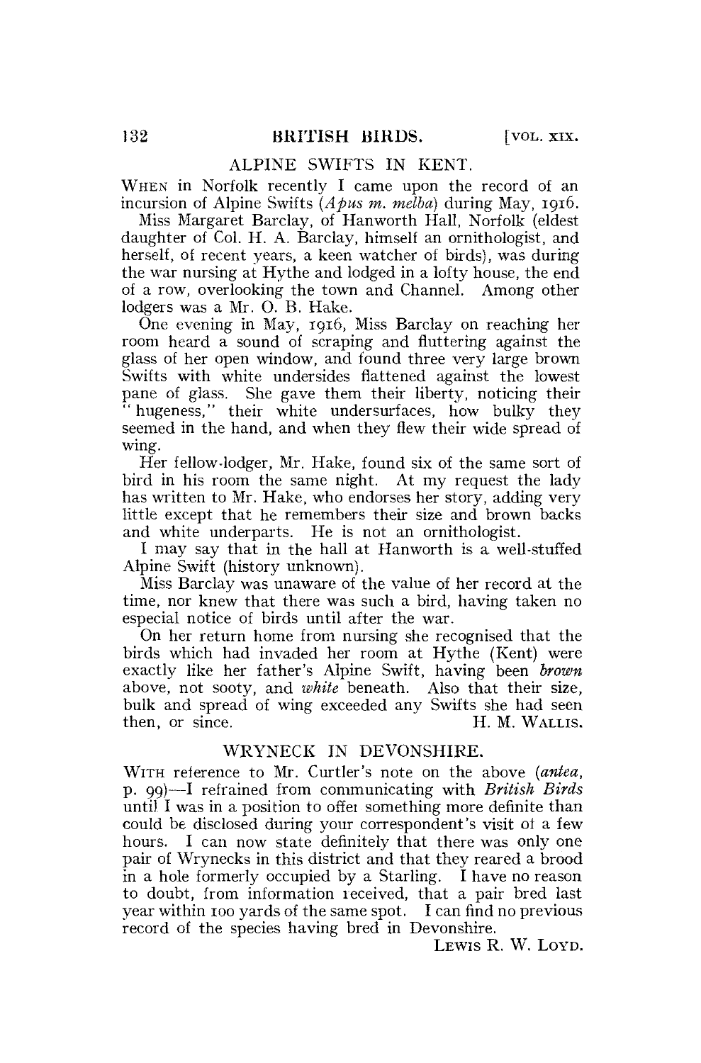## ALPINE SWIFTS IN KENT.

WHEN in Norfolk recently I came upon the record of an incursion of Alpine Swifts (*Apus m. melba*) during May, 1916.

Miss Margaret Barclay, of Hanworth Hall, Norfolk (eldest daughter of Col. H. A. Barclay, himself an ornithologist, and herself, of recent years, a keen watcher of birds), was during the war nursing at Hythe and lodged in a lofty house, the end of a row, overlooking the town and Channel. Among other lodgers was a Mr. O. B. Hake.

One evening in May, 1916, Miss Barclay on reaching her room heard a sound of scraping and fluttering against the glass of her open window, and found three very large brown Swifts with white undersides flattened against the lowest pane of glass. She gave them their liberty, noticing their "hugeness," their white undersurfaces, how bulky they seemed in the hand, and when they flew their wide spread of wing.

Her fellow-lodger, Mr. Hake, found six of the same sort of bird in his room the same night. At my request the lady has written to Mr. Hake, who endorses her story, adding very little except that he remembers their size and brown backs and white underparts. He is not an ornithologist.

I may say that in the hall at Hanworth is a well-stuffed Alpine Swift (history unknown).

Miss Barclay was unaware of the value of her record at the time, nor knew that there was such a bird, having taken no especial notice of birds until after the war.

On her return home from nursing she recognised that the birds which had invaded her room at Hythe (Kent) were exactly like her father's Alpine Swift, having been *brown* above, not sooty, and *white* beneath. Also that their size, bulk and spread of wing exceeded any Swifts she had seen then, or since.

H. M. WALLIS.

## WRYNECK IN DEVONSHIRE.

WITH reference to Mr. Curtler's note on the above (*antea*, p. 99)—I refrained from communicating with *British Birds* until I was in a position to offer something more definite than could be disclosed during your correspondent's visit of a few hours. I can now state definitely that there was only one pair of Wrynecks in this district and that they reared a brood in a hole formerly occupied by a Starling. I have no reason to doubt, from information received, that a pair bred last year within 100 yards of the same spot. I can find no previous record of the species having bred in Devonshire.

LEWIS R. W. LOYD.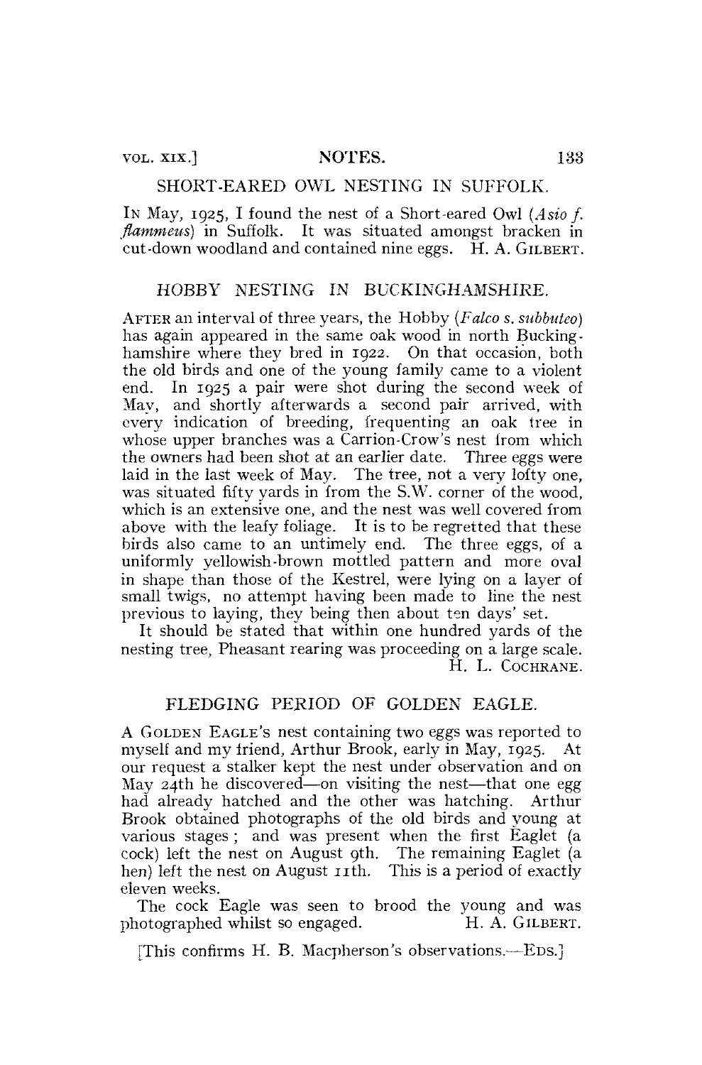## SHORT-EARED OWL NESTING IN SUFFOLK.

In May, 1925, I found the nest of a Short-eared Owl (*Asio f. flammeus*) in Suffolk. It was situated amongst bracken in cut-down woodland and contained nine eggs. H. A. Gilbert.

## HOBBY NESTING IN BUCKINGHAMSHIRE.

After an interval of three years, the Hobby (*Falco s. subbuteo*) has again appeared in the same oak wood in north Buckinghamshire where they bred in 1922. On that occasion, both the old birds and one of the young family came to a violent end. In 1925 a pair were shot during the second week of May, and shortly afterwards a second pair arrived, with every indication of breeding, frequenting an oak tree in whose upper branches was a Carrion-Crow's nest from which the owners had been shot at an earlier date. Three eggs were laid in the last week of May. The tree, not a very lofty one, was situated fifty yards in from the S.W. corner of the wood, which is an extensive one, and the nest was well covered from above with the leafy foliage. It is to be regretted that these birds also came to an untimely end. The three eggs, of a uniformly yellowish-brown mottled pattern and more oval in shape than those of the Kestrel, were lying on a layer of small twigs, no attempt having been made to line the nest previous to laying, they being then about ten days' set.

It should be stated that within one hundred yards of the nesting tree, Pheasant rearing was proceeding on a large scale.

H. L. Cochrane.

## FLEDGING PERIOD OF GOLDEN EAGLE.

A Golden Eagle's nest containing two eggs was reported to myself and my friend, Arthur Brook, early in May, 1925. At our request a stalker kept the nest under observation and on May 24th he discovered—on visiting the nest—that one egg had already hatched and the other was hatching. Arthur Brook obtained photographs of the old birds and young at various stages; and was present when the first Eaglet (a cock) left the nest on August 9th. The remaining Eaglet (a hen) left the nest on August 11th. This is a period of exactly eleven weeks.

The cock Eagle was seen to brood the young and was photographed whilst so engaged. H. A. Gilbert.

[This confirms H. B. Macpherson's observations.—Eds.]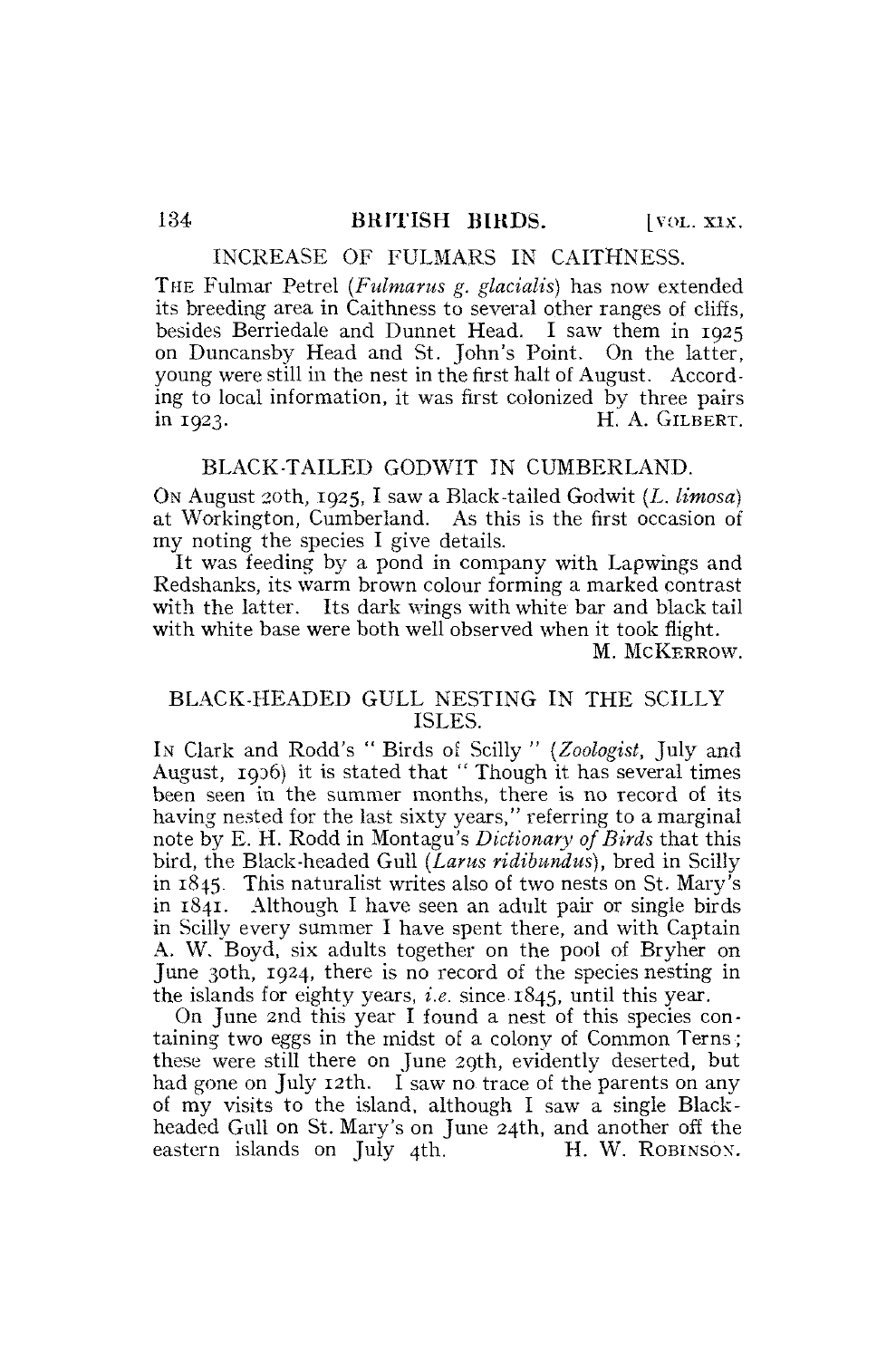## INCREASE OF FULMARS IN CAITHNESS.

THE Fulmar Petrel (*Fulmarus g. glacialis*) has now extended its breeding area in Caithness to several other ranges of cliffs, besides Berriedale and Dunnet Head. I saw them in 1925 on Duncansby Head and St. John's Point. On the latter, young were still in the nest in the first half of August. According to local information, it was first colonized by three pairs in 1923.

H. A. GILBERT.

## BLACK-TAILED GODWIT IN CUMBERLAND.

ON August 20th, 1925, I saw a Black-tailed Godwit (*L. limosa*) at Workington, Cumberland. As this is the first occasion of my noting the species I give details.

It was feeding by a pond in company with Lapwings and Redshanks, its warm brown colour forming a marked contrast with the latter. Its dark wings with white bar and black tail with white base were both well observed when it took flight.

M. MCKERROW.

## BLACK-HEADED GULL NESTING IN THE SCILLY ISLES.

IN Clark and Rodd's "Birds of Scilly" (*Zoologist*, July and August, 1906) it is stated that "Though it has several times been seen in the summer months, there is no record of its having nested for the last sixty years," referring to a marginal note by E. H. Rodd in Montagu's *Dictionary of Birds* that this bird, the Black-headed Gull (*Larus ridibundus*), bred in Scilly in 1845. This naturalist writes also of two nests on St. Mary's in 1841. Although I have seen an adult pair or single birds in Scilly every summer I have spent there, and with Captain A. W. Boyd, six adults together on the pool of Bryher on June 30th, 1924, there is no record of the species nesting in the islands for eighty years, *i.e.* since 1845, until this year.

On June 2nd this year I found a nest of this species containing two eggs in the midst of a colony of Common Terns; these were still there on June 29th, evidently deserted, but had gone on July 12th. I saw no trace of the parents on any of my visits to the island, although I saw a single Black-headed Gull on St. Mary's on June 24th, and another off the eastern islands on July 4th.

H. W. ROBINSON.